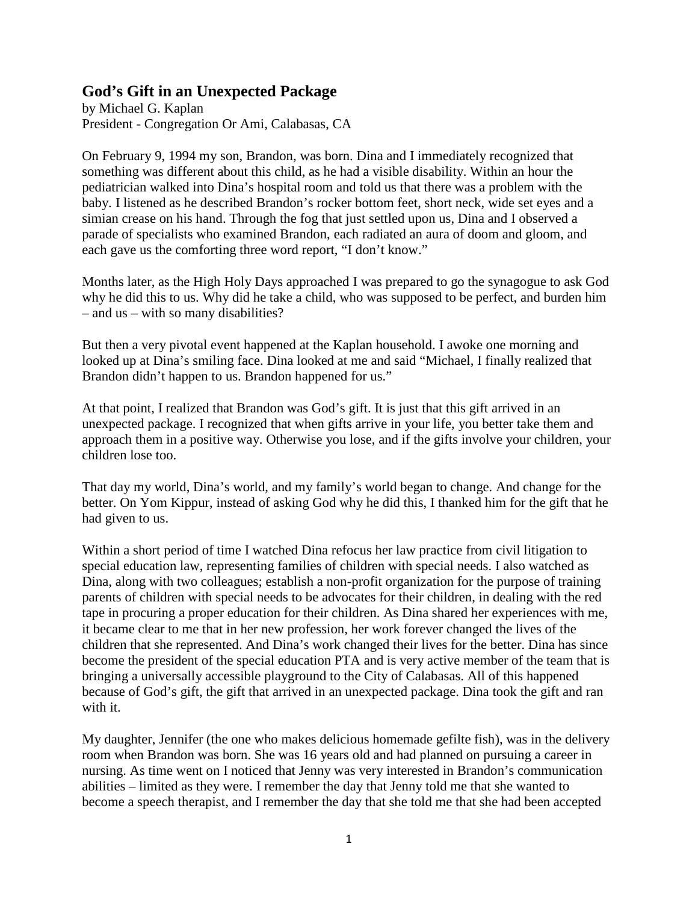## God's Gift in an Unexpected Package

by Michael G. Kaplan
President - Congregation Or Ami, Calabasas, CA

On February 9, 1994 my son, Brandon, was born. Dina and I immediately recognized that something was different about this child, as he had a visible disability. Within an hour the pediatrician walked into Dina's hospital room and told us that there was a problem with the baby. I listened as he described Brandon's rocker bottom feet, short neck, wide set eyes and a simian crease on his hand. Through the fog that just settled upon us, Dina and I observed a parade of specialists who examined Brandon, each radiated an aura of doom and gloom, and each gave us the comforting three word report, "I don't know."

Months later, as the High Holy Days approached I was prepared to go the synagogue to ask God why he did this to us. Why did he take a child, who was supposed to be perfect, and burden him – and us – with so many disabilities?

But then a very pivotal event happened at the Kaplan household. I awoke one morning and looked up at Dina's smiling face. Dina looked at me and said "Michael, I finally realized that Brandon didn't happen to us. Brandon happened for us."

At that point, I realized that Brandon was God's gift. It is just that this gift arrived in an unexpected package. I recognized that when gifts arrive in your life, you better take them and approach them in a positive way. Otherwise you lose, and if the gifts involve your children, your children lose too.

That day my world, Dina's world, and my family's world began to change. And change for the better. On Yom Kippur, instead of asking God why he did this, I thanked him for the gift that he had given to us.

Within a short period of time I watched Dina refocus her law practice from civil litigation to special education law, representing families of children with special needs. I also watched as Dina, along with two colleagues; establish a non-profit organization for the purpose of training parents of children with special needs to be advocates for their children, in dealing with the red tape in procuring a proper education for their children. As Dina shared her experiences with me, it became clear to me that in her new profession, her work forever changed the lives of the children that she represented. And Dina's work changed their lives for the better. Dina has since become the president of the special education PTA and is very active member of the team that is bringing a universally accessible playground to the City of Calabasas. All of this happened because of God's gift, the gift that arrived in an unexpected package. Dina took the gift and ran with it.

My daughter, Jennifer (the one who makes delicious homemade gefilte fish), was in the delivery room when Brandon was born. She was 16 years old and had planned on pursuing a career in nursing. As time went on I noticed that Jenny was very interested in Brandon's communication abilities – limited as they were. I remember the day that Jenny told me that she wanted to become a speech therapist, and I remember the day that she told me that she had been accepted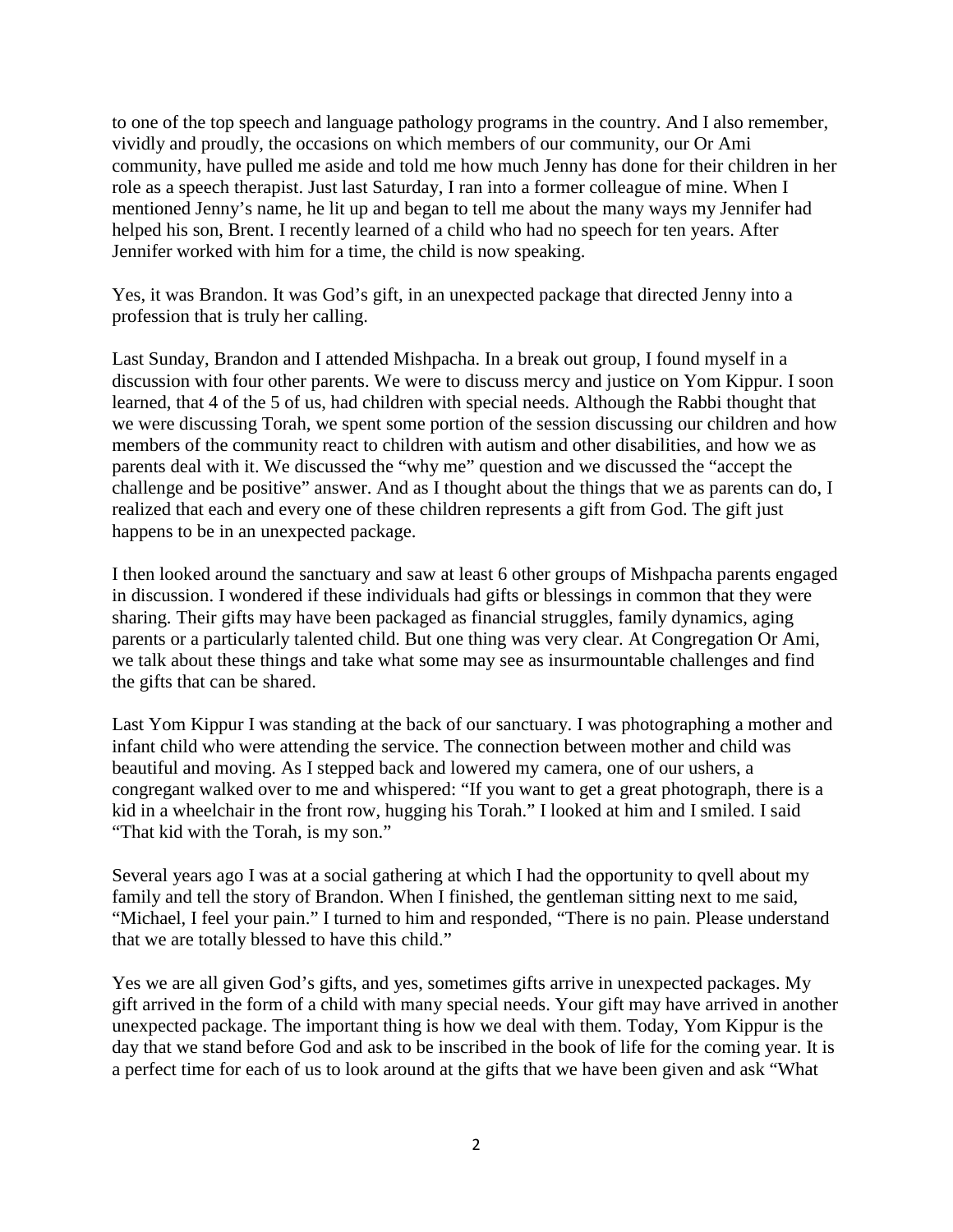to one of the top speech and language pathology programs in the country. And I also remember, vividly and proudly, the occasions on which members of our community, our Or Ami community, have pulled me aside and told me how much Jenny has done for their children in her role as a speech therapist. Just last Saturday, I ran into a former colleague of mine. When I mentioned Jenny's name, he lit up and began to tell me about the many ways my Jennifer had helped his son, Brent. I recently learned of a child who had no speech for ten years. After Jennifer worked with him for a time, the child is now speaking.

Yes, it was Brandon. It was God's gift, in an unexpected package that directed Jenny into a profession that is truly her calling.

Last Sunday, Brandon and I attended Mishpacha. In a break out group, I found myself in a discussion with four other parents. We were to discuss mercy and justice on Yom Kippur. I soon learned, that 4 of the 5 of us, had children with special needs. Although the Rabbi thought that we were discussing Torah, we spent some portion of the session discussing our children and how members of the community react to children with autism and other disabilities, and how we as parents deal with it. We discussed the "why me" question and we discussed the "accept the challenge and be positive" answer. And as I thought about the things that we as parents can do, I realized that each and every one of these children represents a gift from God. The gift just happens to be in an unexpected package.

I then looked around the sanctuary and saw at least 6 other groups of Mishpacha parents engaged in discussion. I wondered if these individuals had gifts or blessings in common that they were sharing. Their gifts may have been packaged as financial struggles, family dynamics, aging parents or a particularly talented child. But one thing was very clear. At Congregation Or Ami, we talk about these things and take what some may see as insurmountable challenges and find the gifts that can be shared.

Last Yom Kippur I was standing at the back of our sanctuary. I was photographing a mother and infant child who were attending the service. The connection between mother and child was beautiful and moving. As I stepped back and lowered my camera, one of our ushers, a congregant walked over to me and whispered: "If you want to get a great photograph, there is a kid in a wheelchair in the front row, hugging his Torah." I looked at him and I smiled. I said "That kid with the Torah, is my son."

Several years ago I was at a social gathering at which I had the opportunity to qvell about my family and tell the story of Brandon. When I finished, the gentleman sitting next to me said, "Michael, I feel your pain." I turned to him and responded, "There is no pain. Please understand that we are totally blessed to have this child."

Yes we are all given God's gifts, and yes, sometimes gifts arrive in unexpected packages. My gift arrived in the form of a child with many special needs. Your gift may have arrived in another unexpected package. The important thing is how we deal with them. Today, Yom Kippur is the day that we stand before God and ask to be inscribed in the book of life for the coming year. It is a perfect time for each of us to look around at the gifts that we have been given and ask "What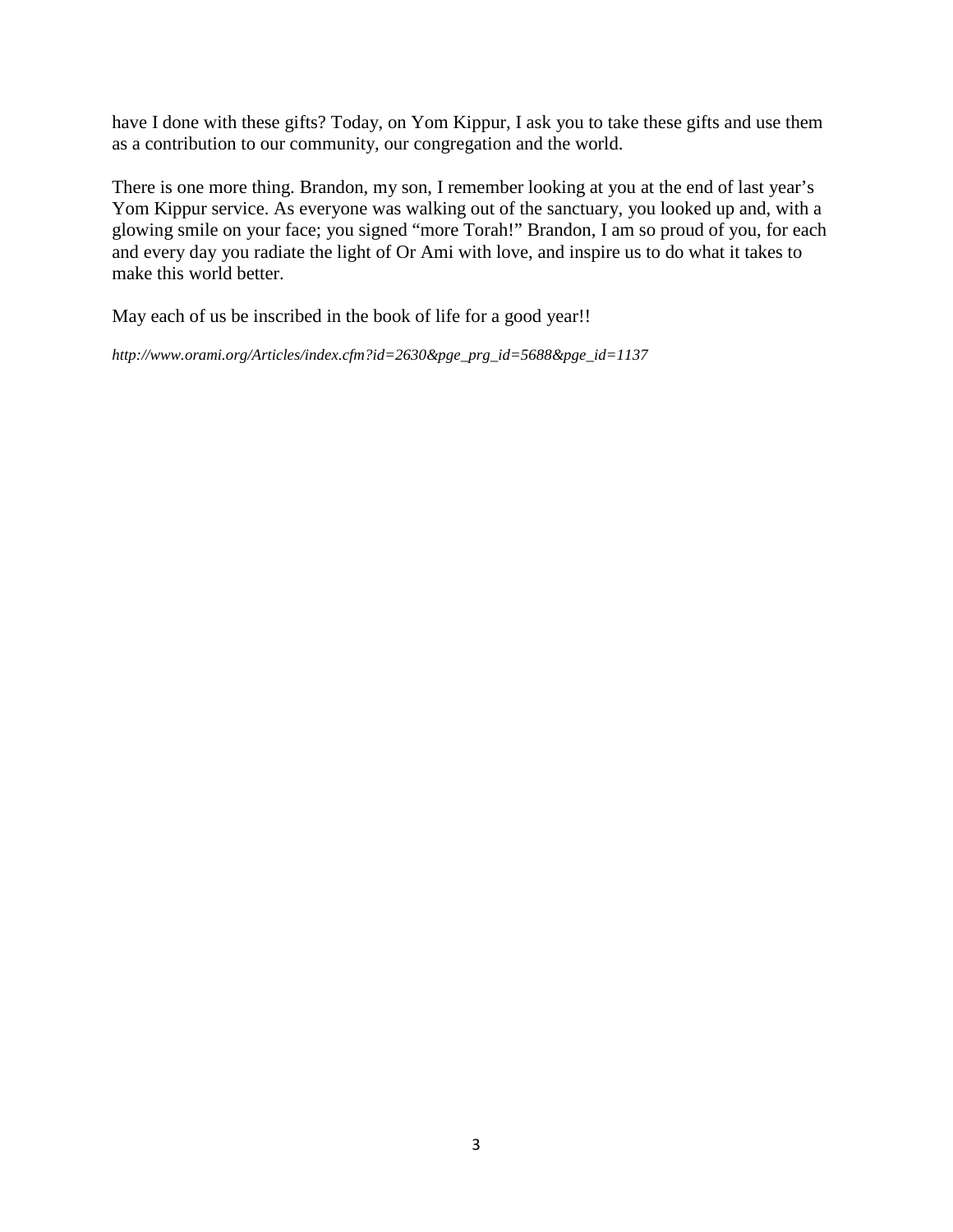have I done with these gifts? Today, on Yom Kippur, I ask you to take these gifts and use them as a contribution to our community, our congregation and the world.

There is one more thing. Brandon, my son, I remember looking at you at the end of last year's Yom Kippur service. As everyone was walking out of the sanctuary, you looked up and, with a glowing smile on your face; you signed "more Torah!" Brandon, I am so proud of you, for each and every day you radiate the light of Or Ami with love, and inspire us to do what it takes to make this world better.

May each of us be inscribed in the book of life for a good year!!

*http://www.orami.org/Articles/index.cfm?id=2630&pge_prg_id=5688&pge_id=1137*